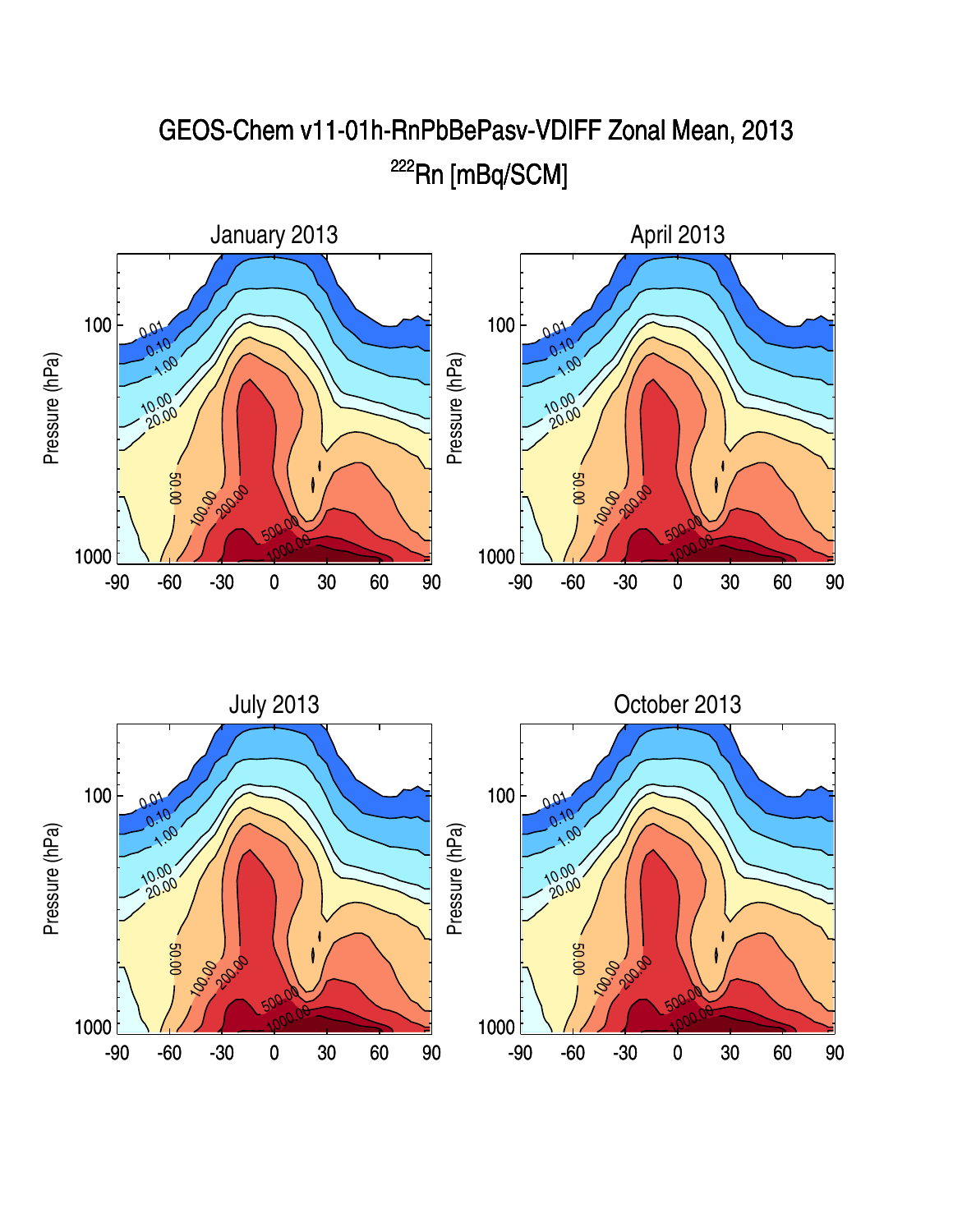# GEOS-Chem v11-01h-RnPbBePasv-VDIFF Zonal Mean, 2013

## $^{222}$Rn [mBq/SCM]

### January 2013

### April 2013

### July 2013

### October 2013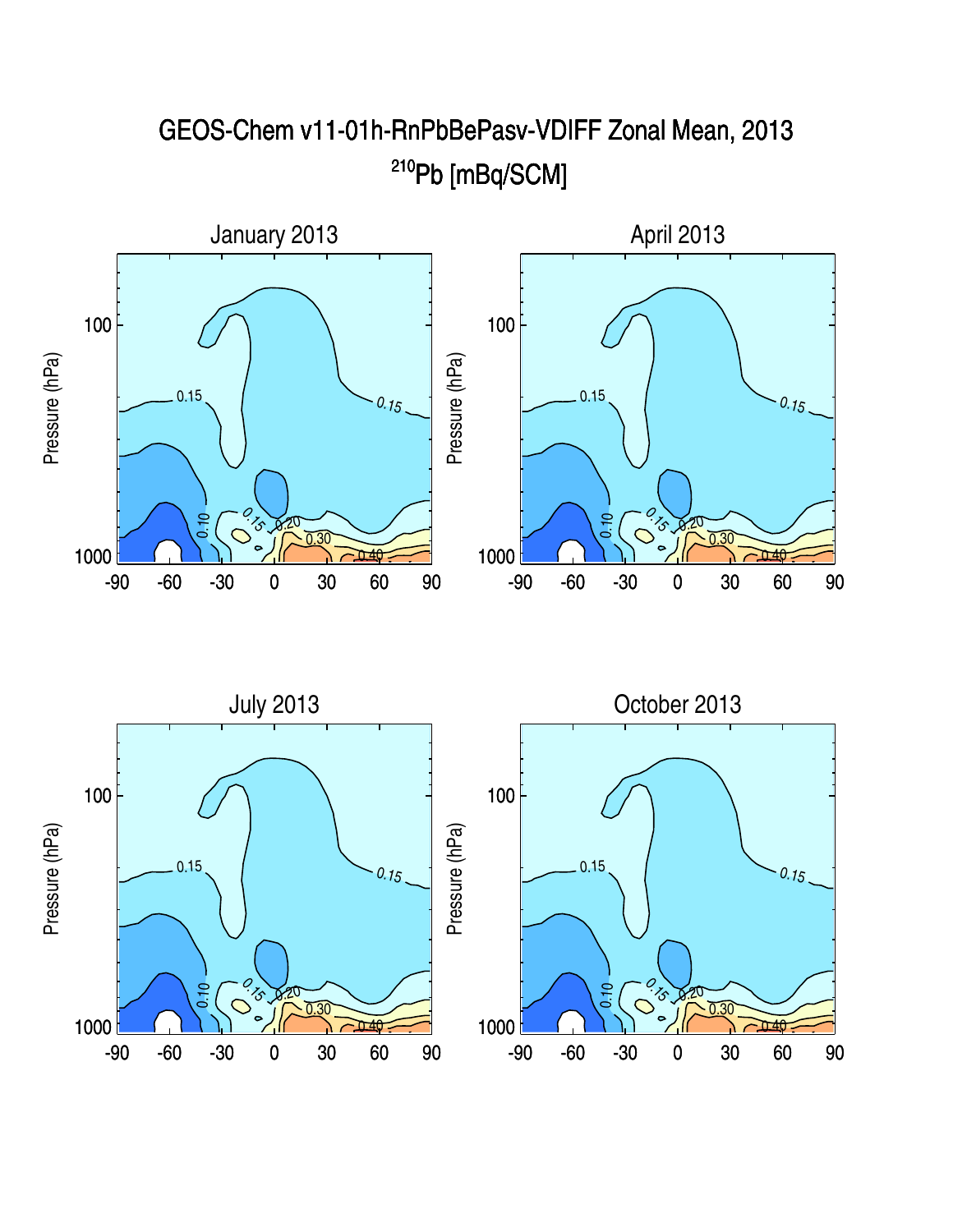# GEOS-Chem v11-01h-RnPbBePasv-VDIFF Zonal Mean, 2013

## $^{210}$Pb [mBq/SCM]

### January 2013

### April 2013

### July 2013

### October 2013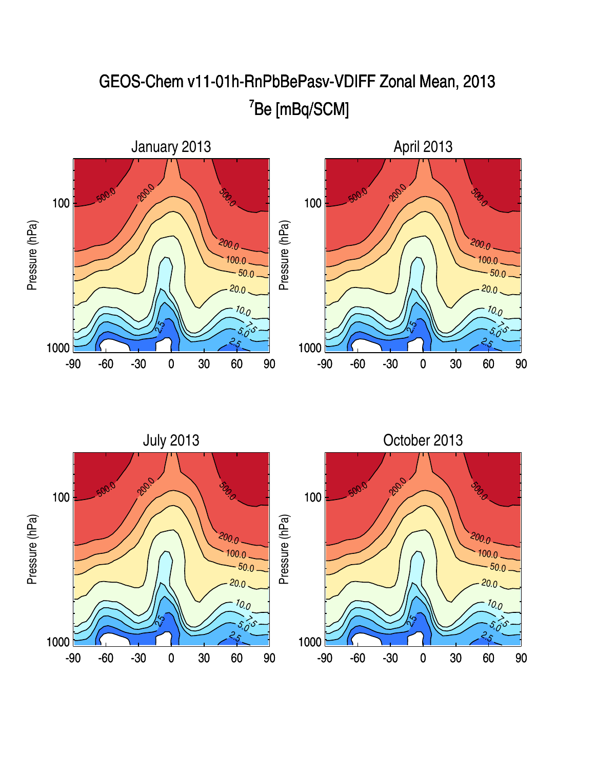# GEOS-Chem v11-01h-RnPbBePasv-VDIFF Zonal Mean, 2013

## $^{7}$Be [mBq/SCM]

January 2013

Pressure (hPa)

100

1000

-90 -60 -30 0 30 60 90

500.0 200.0 500.0 200.0 100.0 50.0 20.0 10.0 7.5 5.0 2.5 2.5

April 2013

Pressure (hPa)

100

1000

-90 -60 -30 0 30 60 90

500.0 200.0 500.0 200.0 100.0 50.0 20.0 10.0 7.5 5.0 2.5 2.5

July 2013

Pressure (hPa)

100

1000

-90 -60 -30 0 30 60 90

500.0 200.0 500.0 200.0 100.0 50.0 20.0 10.0 7.5 5.0 2.5 2.5

October 2013

Pressure (hPa)

100

1000

-90 -60 -30 0 30 60 90

500.0 200.0 500.0 200.0 100.0 50.0 20.0 10.0 7.5 5.0 2.5 2.5